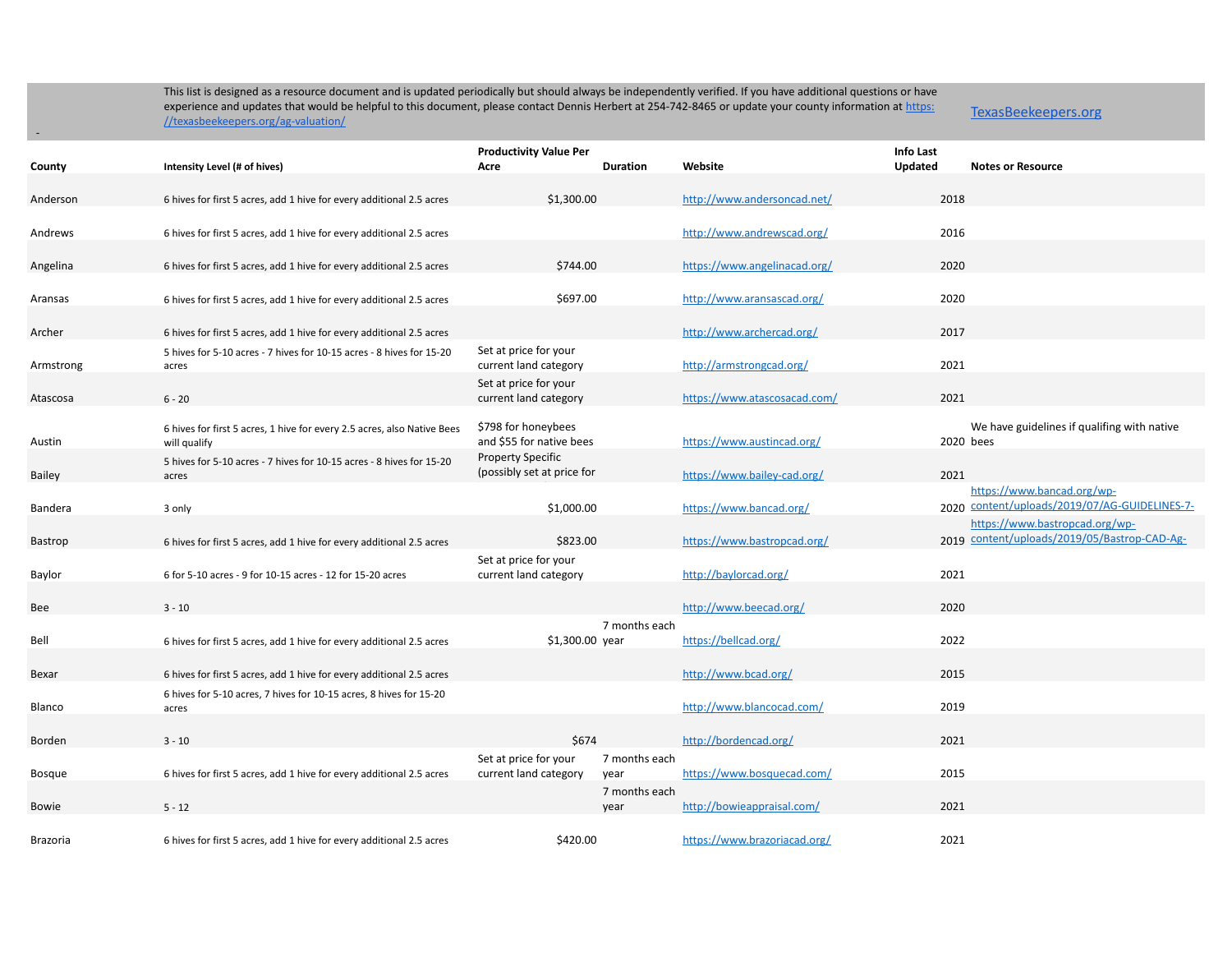This list is designed as a resource document and is updated periodically but should always be independently verified. If you have additional questions or have experience and updates that would be helpful to this document, please contact Dennis Herbert at 254-742-8465 or update your county information at https://texasbeekeepers.org/ag-valuation/

TexasBeekeepers.org

| County | Intensity Level (# of hives) | Productivity Value Per Acre | Duration | Website | Info Last Updated | Notes or Resource |
|---|---|---|---|---|---|---|
| Anderson | 6 hives for first 5 acres, add 1 hive for every additional 2.5 acres | $1,300.00 | | http://www.andersoncad.net/ | 2018 | |
| Andrews | 6 hives for first 5 acres, add 1 hive for every additional 2.5 acres | | | http://www.andrewscad.org/ | 2016 | |
| Angelina | 6 hives for first 5 acres, add 1 hive for every additional 2.5 acres | $744.00 | | https://www.angelinacad.org/ | 2020 | |
| Aransas | 6 hives for first 5 acres, add 1 hive for every additional 2.5 acres | $697.00 | | http://www.aransascad.org/ | 2020 | |
| Archer | 6 hives for first 5 acres, add 1 hive for every additional 2.5 acres | | | http://www.archercad.org/ | 2017 | |
| Armstrong | 5 hives for 5-10 acres - 7 hives for 10-15 acres - 8 hives for 15-20 acres | Set at price for your current land category | | http://armstrongcad.org/ | 2021 | |
| Atascosa | 6 - 20 | Set at price for your current land category | | https://www.atascosacad.com/ | 2021 | |
| Austin | 6 hives for first 5 acres, 1 hive for every 2.5 acres, also Native Bees will qualify | $798 for honeybees and $55 for native bees | | https://www.austincad.org/ | 2020 | We have guidelines if qualifing with native bees |
| Bailey | 5 hives for 5-10 acres - 7 hives for 10-15 acres - 8 hives for 15-20 acres | Property Specific (possibly set at price for | | https://www.bailey-cad.org/ | 2021 | |
| Bandera | 3 only | $1,000.00 | | https://www.bancad.org/ | 2020 | https://www.bancad.org/wp-content/uploads/2019/07/AG-GUIDELINES-7- |
| Bastrop | 6 hives for first 5 acres, add 1 hive for every additional 2.5 acres | $823.00 | | https://www.bastropcad.org/ | 2019 | https://www.bastropcad.org/wp-content/uploads/2019/05/Bastrop-CAD-Ag- |
| Baylor | 6 for 5-10 acres - 9 for 10-15 acres - 12 for 15-20 acres | Set at price for your current land category | | http://baylorcad.org/ | 2021 | |
| Bee | 3 - 10 | | | http://www.beecad.org/ | 2020 | |
| Bell | 6 hives for first 5 acres, add 1 hive for every additional 2.5 acres | $1,300.00 | 7 months each year | https://bellcad.org/ | 2022 | |
| Bexar | 6 hives for first 5 acres, add 1 hive for every additional 2.5 acres | | | http://www.bcad.org/ | 2015 | |
| Blanco | 6 hives for 5-10 acres, 7 hives for 10-15 acres, 8 hives for 15-20 acres | | | http://www.blancocad.com/ | 2019 | |
| Borden | 3 - 10 | $674 | | http://bordencad.org/ | 2021 | |
| Bosque | 6 hives for first 5 acres, add 1 hive for every additional 2.5 acres | Set at price for your current land category | 7 months each year | https://www.bosquecad.com/ | 2015 | |
| Bowie | 5 - 12 | | 7 months each year | http://bowieappraisal.com/ | 2021 | |
| Brazoria | 6 hives for first 5 acres, add 1 hive for every additional 2.5 acres | $420.00 | | https://www.brazoriacad.org/ | 2021 | |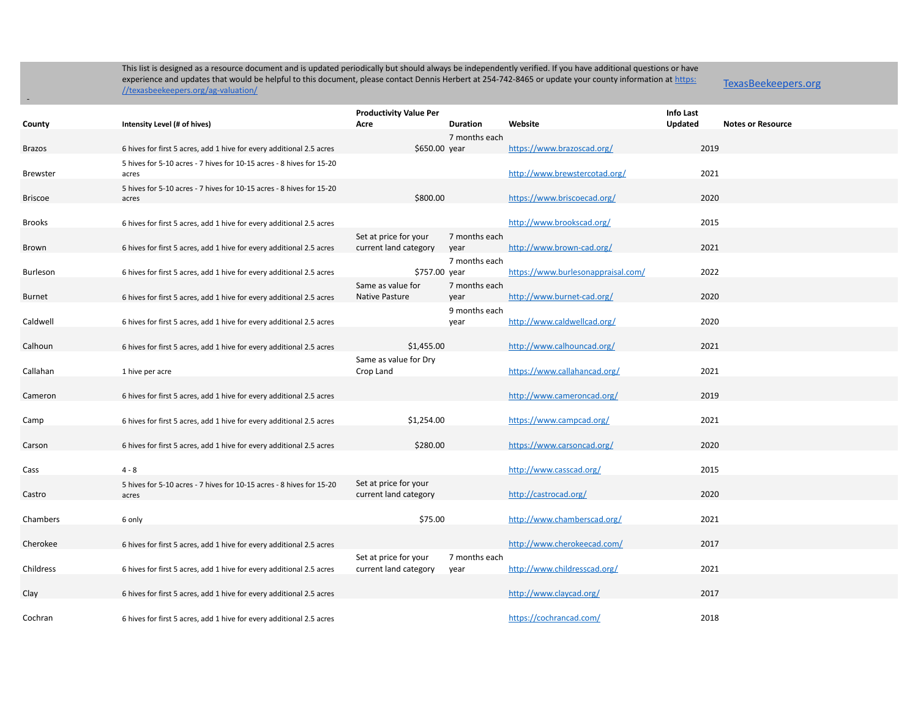This list is designed as a resource document and is updated periodically but should always be independently verified. If you have additional questions or have experience and updates that would be helpful to this document, please contact Dennis Herbert at 254-742-8465 or update your county information at https://texasbeekeepers.org/ag-valuation/

TexasBeekeepers.org

| County | Intensity Level (# of hives) | Productivity Value Per Acre | Duration | Website | Info Last Updated | Notes or Resource |
|---|---|---|---|---|---|---|
| Brazos | 6 hives for first 5 acres, add 1 hive for every additional 2.5 acres | $650.00 | 7 months each year | https://www.brazoscad.org/ | 2019 | |
| Brewster | 5 hives for 5-10 acres - 7 hives for 10-15 acres - 8 hives for 15-20 acres | | | http://www.brewstercotad.org/ | 2021 | |
| Briscoe | 5 hives for 5-10 acres - 7 hives for 10-15 acres - 8 hives for 15-20 acres | $800.00 | | https://www.briscoecad.org/ | 2020 | |
| Brooks | 6 hives for first 5 acres, add 1 hive for every additional 2.5 acres | | | http://www.brookscad.org/ | 2015 | |
| Brown | 6 hives for first 5 acres, add 1 hive for every additional 2.5 acres | Set at price for your current land category | 7 months each year | http://www.brown-cad.org/ | 2021 | |
| Burleson | 6 hives for first 5 acres, add 1 hive for every additional 2.5 acres | $757.00 | 7 months each year | https://www.burlesonappraisal.com/ | 2022 | |
| Burnet | 6 hives for first 5 acres, add 1 hive for every additional 2.5 acres | Same as value for Native Pasture | 7 months each year | http://www.burnet-cad.org/ | 2020 | |
| Caldwell | 6 hives for first 5 acres, add 1 hive for every additional 2.5 acres | | 9 months each year | http://www.caldwellcad.org/ | 2020 | |
| Calhoun | 6 hives for first 5 acres, add 1 hive for every additional 2.5 acres | $1,455.00 | | http://www.calhouncad.org/ | 2021 | |
| Callahan | 1 hive per acre | Same as value for Dry Crop Land | | https://www.callahancad.org/ | 2021 | |
| Cameron | 6 hives for first 5 acres, add 1 hive for every additional 2.5 acres | | | http://www.cameroncad.org/ | 2019 | |
| Camp | 6 hives for first 5 acres, add 1 hive for every additional 2.5 acres | $1,254.00 | | https://www.campcad.org/ | 2021 | |
| Carson | 6 hives for first 5 acres, add 1 hive for every additional 2.5 acres | $280.00 | | https://www.carsoncad.org/ | 2020 | |
| Cass | 4 - 8 | | | http://www.casscad.org/ | 2015 | |
| Castro | 5 hives for 5-10 acres - 7 hives for 10-15 acres - 8 hives for 15-20 acres | Set at price for your current land category | | http://castrocad.org/ | 2020 | |
| Chambers | 6 only | $75.00 | | http://www.chamberscad.org/ | 2021 | |
| Cherokee | 6 hives for first 5 acres, add 1 hive for every additional 2.5 acres | | | http://www.cherokeecad.com/ | 2017 | |
| Childress | 6 hives for first 5 acres, add 1 hive for every additional 2.5 acres | Set at price for your current land category | 7 months each year | http://www.childresscad.org/ | 2021 | |
| Clay | 6 hives for first 5 acres, add 1 hive for every additional 2.5 acres | | | http://www.claycad.org/ | 2017 | |
| Cochran | 6 hives for first 5 acres, add 1 hive for every additional 2.5 acres | | | https://cochrancad.com/ | 2018 | |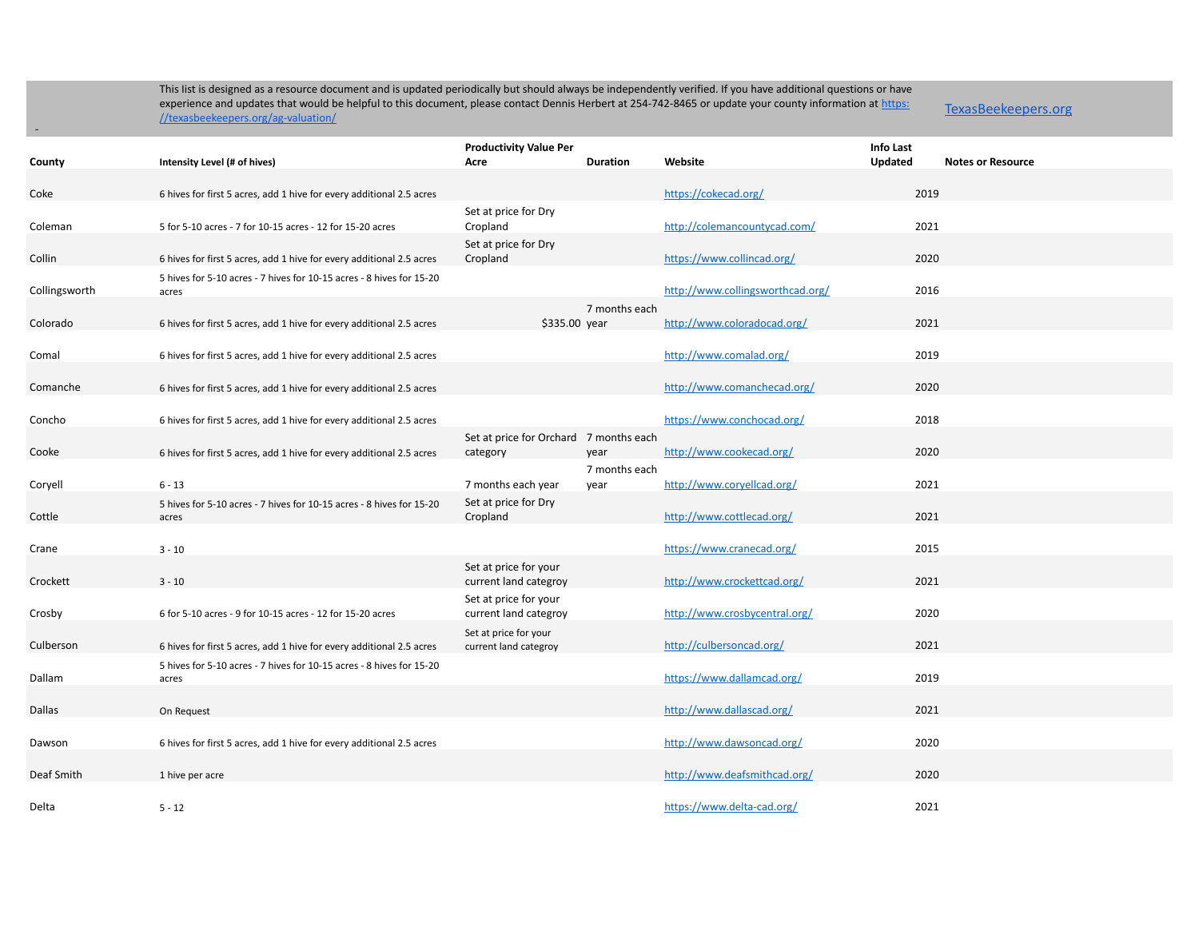This list is designed as a resource document and is updated periodically but should always be independently verified. If you have additional questions or have experience and updates that would be helpful to this document, please contact Dennis Herbert at 254-742-8465 or update your county information at https://texasbeekeepers.org/ag-valuation/

TexasBeekeepers.org

| County | Intensity Level (# of hives) | Productivity Value Per Acre | Duration | Website | Info Last Updated | Notes or Resource |
|---|---|---|---|---|---|---|
| Coke | 6 hives for first 5 acres, add 1 hive for every additional 2.5 acres | | | https://cokecad.org/ | 2019 | |
| Coleman | 5 for 5-10 acres - 7 for 10-15 acres - 12 for 15-20 acres | Set at price for Dry Cropland | | http://colemancountycad.com/ | 2021 | |
| Collin | 6 hives for first 5 acres, add 1 hive for every additional 2.5 acres | Set at price for Dry Cropland | | https://www.collincad.org/ | 2020 | |
| Collingsworth | 5 hives for 5-10 acres - 7 hives for 10-15 acres - 8 hives for 15-20 acres | | | http://www.collingsworthcad.org/ | 2016 | |
| Colorado | 6 hives for first 5 acres, add 1 hive for every additional 2.5 acres | $335.00 | 7 months each year | http://www.coloradocad.org/ | 2021 | |
| Comal | 6 hives for first 5 acres, add 1 hive for every additional 2.5 acres | | | http://www.comalad.org/ | 2019 | |
| Comanche | 6 hives for first 5 acres, add 1 hive for every additional 2.5 acres | | | http://www.comanchecad.org/ | 2020 | |
| Concho | 6 hives for first 5 acres, add 1 hive for every additional 2.5 acres | | | https://www.conchocad.org/ | 2018 | |
| Cooke | 6 hives for first 5 acres, add 1 hive for every additional 2.5 acres | Set at price for Orchard category | 7 months each year | http://www.cookecad.org/ | 2020 | |
| Coryell | 6 - 13 | 7 months each year | 7 months each year | http://www.coryellcad.org/ | 2021 | |
| Cottle | 5 hives for 5-10 acres - 7 hives for 10-15 acres - 8 hives for 15-20 acres | Set at price for Dry Cropland | | http://www.cottlecad.org/ | 2021 | |
| Crane | 3 - 10 | | | https://www.cranecad.org/ | 2015 | |
| Crockett | 3 - 10 | Set at price for your current land categroy | | http://www.crockettcad.org/ | 2021 | |
| Crosby | 6 for 5-10 acres - 9 for 10-15 acres - 12 for 15-20 acres | Set at price for your current land categroy | | http://www.crosbycentral.org/ | 2020 | |
| Culberson | 6 hives for first 5 acres, add 1 hive for every additional 2.5 acres | Set at price for your current land categroy | | http://culbersoncad.org/ | 2021 | |
| Dallam | 5 hives for 5-10 acres - 7 hives for 10-15 acres - 8 hives for 15-20 acres | | | https://www.dallamcad.org/ | 2019 | |
| Dallas | On Request | | | http://www.dallascad.org/ | 2021 | |
| Dawson | 6 hives for first 5 acres, add 1 hive for every additional 2.5 acres | | | http://www.dawsoncad.org/ | 2020 | |
| Deaf Smith | 1 hive per acre | | | http://www.deafsmithcad.org/ | 2020 | |
| Delta | 5 - 12 | | | https://www.delta-cad.org/ | 2021 | |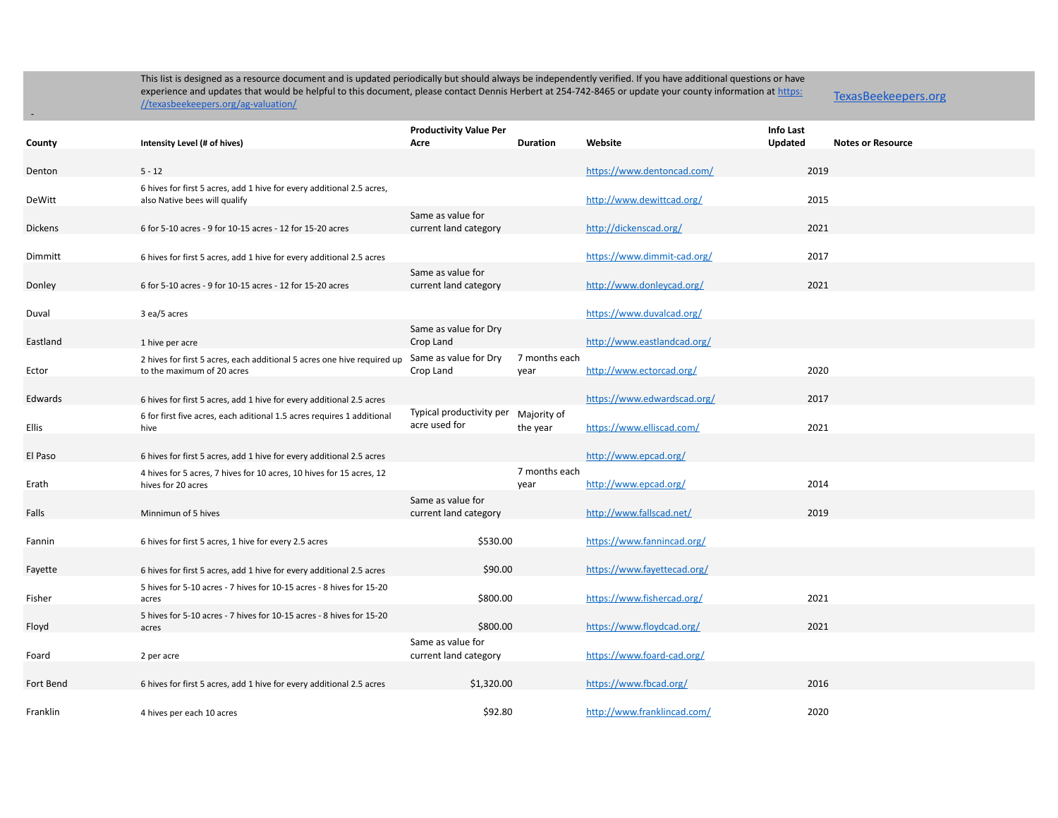This list is designed as a resource document and is updated periodically but should always be independently verified. If you have additional questions or have experience and updates that would be helpful to this document, please contact Dennis Herbert at 254-742-8465 or update your county information at https://texasbeekeepers.org/ag-valuation/

TexasBeekeepers.org

| County | Intensity Level (# of hives) | Productivity Value Per Acre | Duration | Website | Info Last Updated | Notes or Resource |
|---|---|---|---|---|---|---|
| Denton | 5 - 12 | | | https://www.dentoncad.com/ | 2019 | |
| DeWitt | 6 hives for first 5 acres, add 1 hive for every additional 2.5 acres, also Native bees will qualify | | | http://www.dewittcad.org/ | 2015 | |
| Dickens | 6 for 5-10 acres - 9 for 10-15 acres - 12 for 15-20 acres | Same as value for current land category | | http://dickenscad.org/ | 2021 | |
| Dimmitt | 6 hives for first 5 acres, add 1 hive for every additional 2.5 acres | | | https://www.dimmit-cad.org/ | 2017 | |
| Donley | 6 for 5-10 acres - 9 for 10-15 acres - 12 for 15-20 acres | Same as value for current land category | | http://www.donleycad.org/ | 2021 | |
| Duval | 3 ea/5 acres | | | https://www.duvalcad.org/ | | |
| Eastland | 1 hive per acre | Same as value for Dry Crop Land | | http://www.eastlandcad.org/ | | |
| Ector | 2 hives for first 5 acres, each additional 5 acres one hive required up to the maximum of 20 acres | Same as value for Dry Crop Land | 7 months each year | http://www.ectorcad.org/ | 2020 | |
| Edwards | 6 hives for first 5 acres, add 1 hive for every additional 2.5 acres | | | https://www.edwardscad.org/ | 2017 | |
| Ellis | 6 for first five acres, each aditional 1.5 acres requires 1 additional hive | Typical productivity per acre used for | Majority of the year | https://www.elliscad.com/ | 2021 | |
| El Paso | 6 hives for first 5 acres, add 1 hive for every additional 2.5 acres | | | http://www.epcad.org/ | | |
| Erath | 4 hives for 5 acres, 7 hives for 10 acres, 10 hives for 15 acres, 12 hives for 20 acres | | 7 months each year | http://www.epcad.org/ | 2014 | |
| Falls | Minnimun of 5 hives | Same as value for current land category | | http://www.fallscad.net/ | 2019 | |
| Fannin | 6 hives for first 5 acres, 1 hive for every 2.5 acres | $530.00 | | https://www.fannincad.org/ | | |
| Fayette | 6 hives for first 5 acres, add 1 hive for every additional 2.5 acres | $90.00 | | https://www.fayettecad.org/ | | |
| Fisher | 5 hives for 5-10 acres - 7 hives for 10-15 acres - 8 hives for 15-20 acres | $800.00 | | https://www.fishercad.org/ | 2021 | |
| Floyd | 5 hives for 5-10 acres - 7 hives for 10-15 acres - 8 hives for 15-20 acres | $800.00 | | https://www.floydcad.org/ | 2021 | |
| Foard | 2 per acre | Same as value for current land category | | https://www.foard-cad.org/ | | |
| Fort Bend | 6 hives for first 5 acres, add 1 hive for every additional 2.5 acres | $1,320.00 | | https://www.fbcad.org/ | 2016 | |
| Franklin | 4 hives per each 10 acres | $92.80 | | http://www.franklincad.com/ | 2020 | |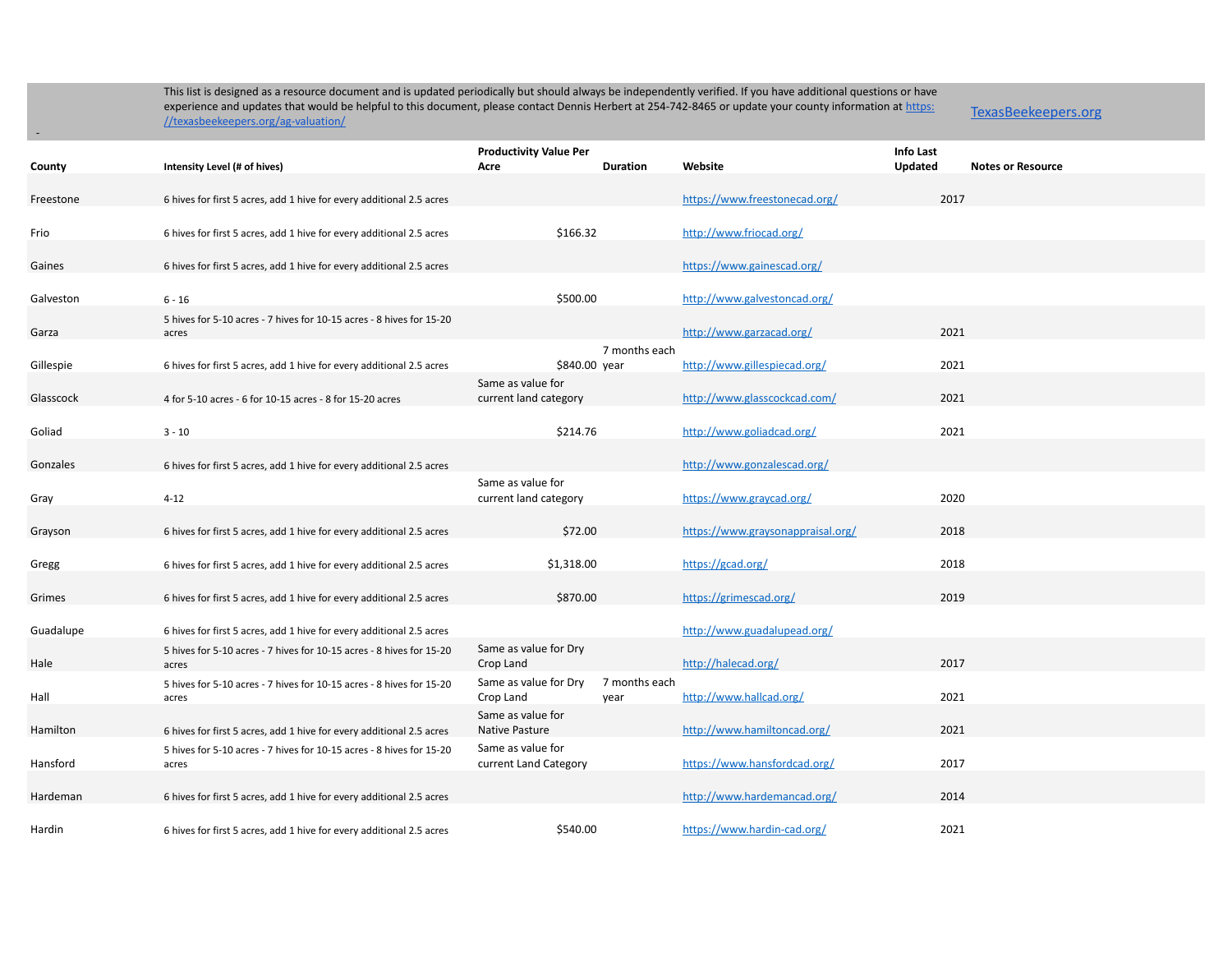This list is designed as a resource document and is updated periodically but should always be independently verified. If you have additional questions or have experience and updates that would be helpful to this document, please contact Dennis Herbert at 254-742-8465 or update your county information at https://texasbeekeepers.org/ag-valuation/

TexasBeekeepers.org

| County | Intensity Level (# of hives) | Productivity Value Per Acre | Duration | Website | Info Last Updated | Notes or Resource |
|---|---|---|---|---|---|---|
| Freestone | 6 hives for first 5 acres, add 1 hive for every additional 2.5 acres | | | https://www.freestonecad.org/ | 2017 | |
| Frio | 6 hives for first 5 acres, add 1 hive for every additional 2.5 acres | $166.32 | | http://www.friocad.org/ | | |
| Gaines | 6 hives for first 5 acres, add 1 hive for every additional 2.5 acres | | | https://www.gainescad.org/ | | |
| Galveston | 6 - 16 | $500.00 | | http://www.galvestoncad.org/ | | |
| Garza | 5 hives for 5-10 acres - 7 hives for 10-15 acres - 8 hives for 15-20 acres | | | http://www.garzacad.org/ | 2021 | |
| Gillespie | 6 hives for first 5 acres, add 1 hive for every additional 2.5 acres | $840.00 | 7 months each year | http://www.gillespiecad.org/ | 2021 | |
| Glasscock | 4 for 5-10 acres - 6 for 10-15 acres - 8 for 15-20 acres | Same as value for current land category | | http://www.glasscockcad.com/ | 2021 | |
| Goliad | 3 - 10 | $214.76 | | http://www.goliadcad.org/ | 2021 | |
| Gonzales | 6 hives for first 5 acres, add 1 hive for every additional 2.5 acres | | | http://www.gonzalescad.org/ | | |
| Gray | 4-12 | Same as value for current land category | | https://www.graycad.org/ | 2020 | |
| Grayson | 6 hives for first 5 acres, add 1 hive for every additional 2.5 acres | $72.00 | | https://www.graysonappraisal.org/ | 2018 | |
| Gregg | 6 hives for first 5 acres, add 1 hive for every additional 2.5 acres | $1,318.00 | | https://gcad.org/ | 2018 | |
| Grimes | 6 hives for first 5 acres, add 1 hive for every additional 2.5 acres | $870.00 | | https://grimescad.org/ | 2019 | |
| Guadalupe | 6 hives for first 5 acres, add 1 hive for every additional 2.5 acres | | | http://www.guadalupead.org/ | | |
| Hale | 5 hives for 5-10 acres - 7 hives for 10-15 acres - 8 hives for 15-20 acres | Same as value for Dry Crop Land | | http://halecad.org/ | 2017 | |
| Hall | 5 hives for 5-10 acres - 7 hives for 10-15 acres - 8 hives for 15-20 acres | Same as value for Dry Crop Land | 7 months each year | http://www.hallcad.org/ | 2021 | |
| Hamilton | 6 hives for first 5 acres, add 1 hive for every additional 2.5 acres | Same as value for Native Pasture | | http://www.hamiltoncad.org/ | 2021 | |
| Hansford | 5 hives for 5-10 acres - 7 hives for 10-15 acres - 8 hives for 15-20 acres | Same as value for current Land Category | | https://www.hansfordcad.org/ | 2017 | |
| Hardeman | 6 hives for first 5 acres, add 1 hive for every additional 2.5 acres | | | http://www.hardemancad.org/ | 2014 | |
| Hardin | 6 hives for first 5 acres, add 1 hive for every additional 2.5 acres | $540.00 | | https://www.hardin-cad.org/ | 2021 | |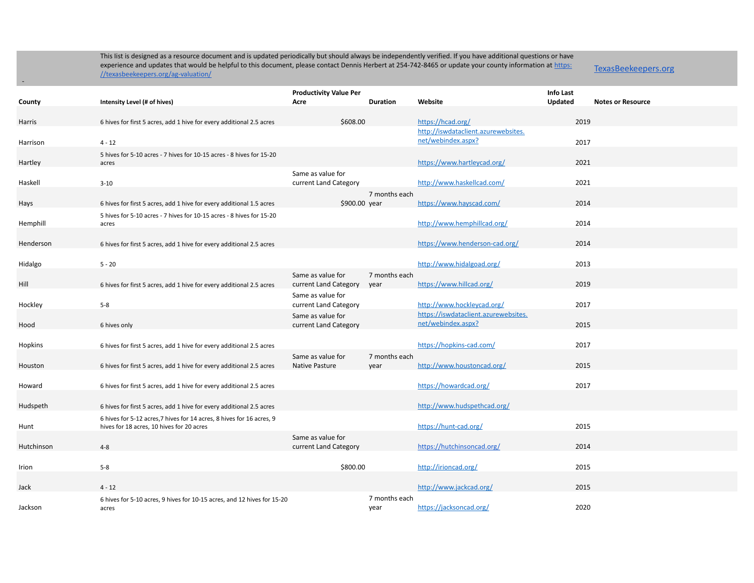This list is designed as a resource document and is updated periodically but should always be independently verified. If you have additional questions or have experience and updates that would be helpful to this document, please contact Dennis Herbert at 254-742-8465 or update your county information at https://texasbeekeepers.org/ag-valuation/

TexasBeekeepers.org

| County | Intensity Level (# of hives) | Productivity Value Per Acre | Duration | Website | Info Last Updated | Notes or Resource |
|---|---|---|---|---|---|---|
| Harris | 6 hives for first 5 acres, add 1 hive for every additional 2.5 acres | $608.00 | | https://hcad.org/ | 2019 | |
| Harrison | 4 - 12 | | | http://iswdataclient.azurewebsites.net/webindex.aspx? | 2017 | |
| Hartley | 5 hives for 5-10 acres - 7 hives for 10-15 acres - 8 hives for 15-20 acres | | | https://www.hartleycad.org/ | 2021 | |
| Haskell | 3-10 | Same as value for current Land Category | | http://www.haskellcad.com/ | 2021 | |
| Hays | 6 hives for first 5 acres, add 1 hive for every additional 1.5 acres | $900.00 | 7 months each year | https://www.hayscad.com/ | 2014 | |
| Hemphill | 5 hives for 5-10 acres - 7 hives for 10-15 acres - 8 hives for 15-20 acres | | | http://www.hemphillcad.org/ | 2014 | |
| Henderson | 6 hives for first 5 acres, add 1 hive for every additional 2.5 acres | | | https://www.henderson-cad.org/ | 2014 | |
| Hidalgo | 5 - 20 | | | http://www.hidalgoad.org/ | 2013 | |
| Hill | 6 hives for first 5 acres, add 1 hive for every additional 2.5 acres | Same as value for current Land Category | 7 months each year | https://www.hillcad.org/ | 2019 | |
| Hockley | 5-8 | Same as value for current Land Category | | http://www.hockleycad.org/ | 2017 | |
| Hood | 6 hives only | Same as value for current Land Category | | https://iswdataclient.azurewebsites.net/webindex.aspx? | 2015 | |
| Hopkins | 6 hives for first 5 acres, add 1 hive for every additional 2.5 acres | | | https://hopkins-cad.com/ | 2017 | |
| Houston | 6 hives for first 5 acres, add 1 hive for every additional 2.5 acres | Same as value for Native Pasture | 7 months each year | http://www.houstoncad.org/ | 2015 | |
| Howard | 6 hives for first 5 acres, add 1 hive for every additional 2.5 acres | | | https://howardcad.org/ | 2017 | |
| Hudspeth | 6 hives for first 5 acres, add 1 hive for every additional 2.5 acres | | | http://www.hudspethcad.org/ | | |
| Hunt | 6 hives for 5-12 acres,7 hives for 14 acres, 8 hives for 16 acres, 9 hives for 18 acres, 10 hives for 20 acres | | | https://hunt-cad.org/ | 2015 | |
| Hutchinson | 4-8 | Same as value for current Land Category | | https://hutchinsoncad.org/ | 2014 | |
| Irion | 5-8 | $800.00 | | http://irioncad.org/ | 2015 | |
| Jack | 4 - 12 | | | http://www.jackcad.org/ | 2015 | |
| Jackson | 6 hives for 5-10 acres, 9 hives for 10-15 acres, and 12 hives for 15-20 acres | | 7 months each year | https://jacksoncad.org/ | 2020 | |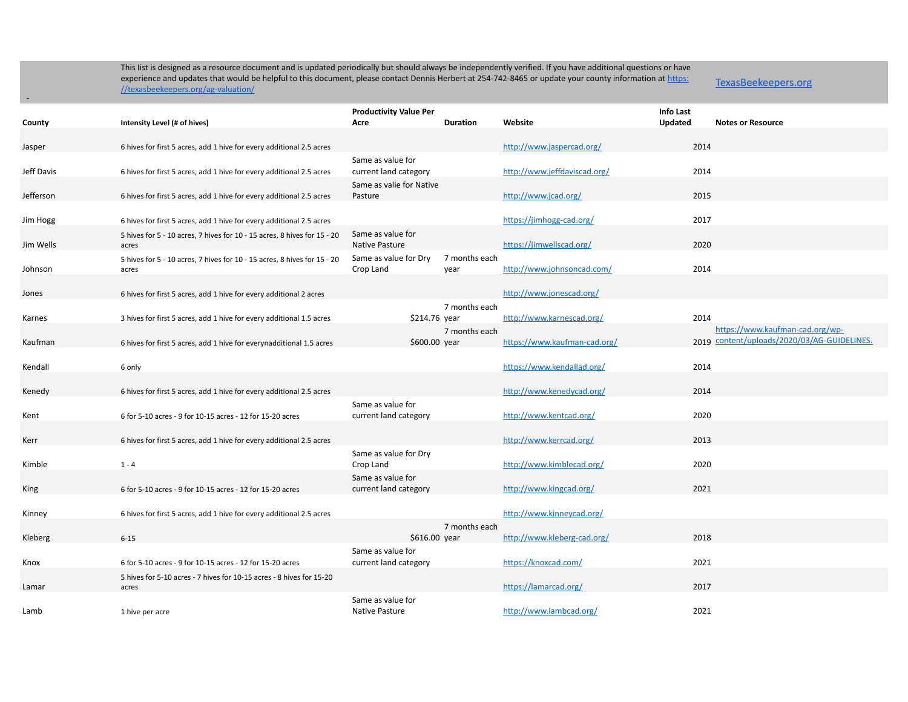This list is designed as a resource document and is updated periodically but should always be independently verified. If you have additional questions or have experience and updates that would be helpful to this document, please contact Dennis Herbert at 254-742-8465 or update your county information at https://texasbeekeepers.org/ag-valuation/

TexasBeekeepers.org

| County | Intensity Level (# of hives) | Productivity Value Per Acre | Duration | Website | Info Last Updated | Notes or Resource |
|---|---|---|---|---|---|---|
| Jasper | 6 hives for first 5 acres, add 1 hive for every additional 2.5 acres | | | http://www.jaspercad.org/ | 2014 | |
| Jeff Davis | 6 hives for first 5 acres, add 1 hive for every additional 2.5 acres | Same as value for current land category | | http://www.jeffdaviscad.org/ | 2014 | |
| Jefferson | 6 hives for first 5 acres, add 1 hive for every additional 2.5 acres | Same as valie for Native Pasture | | http://www.jcad.org/ | 2015 | |
| Jim Hogg | 6 hives for first 5 acres, add 1 hive for every additional 2.5 acres | | | https://jimhogg-cad.org/ | 2017 | |
| Jim Wells | 5 hives for 5 - 10 acres, 7 hives for 10 - 15 acres, 8 hives for 15 - 20 acres | Same as value for Native Pasture | | https://jimwellscad.org/ | 2020 | |
| Johnson | 5 hives for 5 - 10 acres, 7 hives for 10 - 15 acres, 8 hives for 15 - 20 acres | Same as value for Dry Crop Land | 7 months each year | http://www.johnsoncad.com/ | 2014 | |
| Jones | 6 hives for first 5 acres, add 1 hive for every additional 2 acres | | | http://www.jonescad.org/ | | |
| Karnes | 3 hives for first 5 acres, add 1 hive for every additional 1.5 acres | $214.76 | 7 months each year | http://www.karnescad.org/ | 2014 | |
| Kaufman | 6 hives for first 5 acres, add 1 hive for everynadditional 1.5 acres | $600.00 | 7 months each year | https://www.kaufman-cad.org/ | 2019 | https://www.kaufman-cad.org/wp-content/uploads/2020/03/AG-GUIDELINES. |
| Kendall | 6 only | | | https://www.kendallad.org/ | 2014 | |
| Kenedy | 6 hives for first 5 acres, add 1 hive for every additional 2.5 acres | | | http://www.kenedycad.org/ | 2014 | |
| Kent | 6 for 5-10 acres - 9 for 10-15 acres - 12 for 15-20 acres | Same as value for current land category | | http://www.kentcad.org/ | 2020 | |
| Kerr | 6 hives for first 5 acres, add 1 hive for every additional 2.5 acres | | | http://www.kerrcad.org/ | 2013 | |
| Kimble | 1 - 4 | Same as value for Dry Crop Land | | http://www.kimblecad.org/ | 2020 | |
| King | 6 for 5-10 acres - 9 for 10-15 acres - 12 for 15-20 acres | Same as value for current land category | | http://www.kingcad.org/ | 2021 | |
| Kinney | 6 hives for first 5 acres, add 1 hive for every additional 2.5 acres | | | http://www.kinneycad.org/ | | |
| Kleberg | 6-15 | $616.00 | 7 months each year | http://www.kleberg-cad.org/ | 2018 | |
| Knox | 6 for 5-10 acres - 9 for 10-15 acres - 12 for 15-20 acres | Same as value for current land category | | https://knoxcad.com/ | 2021 | |
| Lamar | 5 hives for 5-10 acres - 7 hives for 10-15 acres - 8 hives for 15-20 acres | | | https://lamarcad.org/ | 2017 | |
| Lamb | 1 hive per acre | Same as value for Native Pasture | | http://www.lambcad.org/ | 2021 | |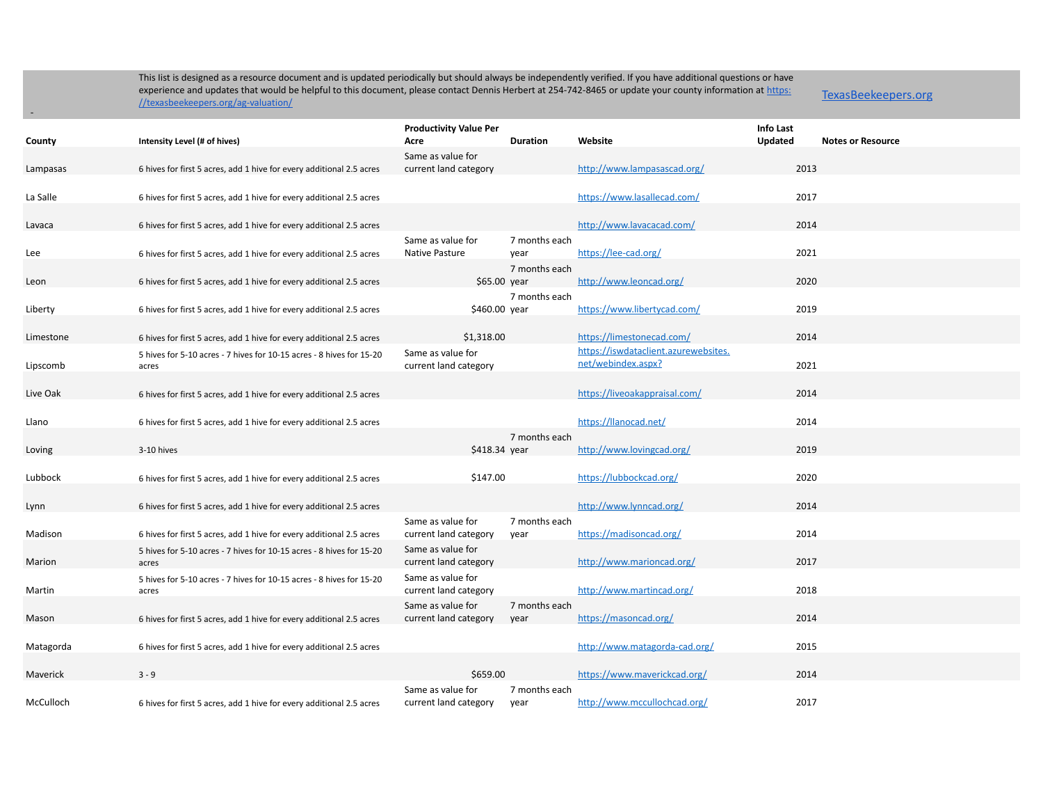This list is designed as a resource document and is updated periodically but should always be independently verified. If you have additional questions or have experience and updates that would be helpful to this document, please contact Dennis Herbert at 254-742-8465 or update your county information at https://texasbeekeepers.org/ag-valuation/

TexasBeekeepers.org

| County | Intensity Level (# of hives) | Productivity Value Per Acre | Duration | Website | Info Last Updated | Notes or Resource |
|---|---|---|---|---|---|---|
| Lampasas | 6 hives for first 5 acres, add 1 hive for every additional 2.5 acres | Same as value for current land category | | http://www.lampasascad.org/ | 2013 | |
| La Salle | 6 hives for first 5 acres, add 1 hive for every additional 2.5 acres | | | https://www.lasallecad.com/ | 2017 | |
| Lavaca | 6 hives for first 5 acres, add 1 hive for every additional 2.5 acres | | | http://www.lavacacad.com/ | 2014 | |
| Lee | 6 hives for first 5 acres, add 1 hive for every additional 2.5 acres | Same as value for Native Pasture | 7 months each year | https://lee-cad.org/ | 2021 | |
| Leon | 6 hives for first 5 acres, add 1 hive for every additional 2.5 acres | $65.00 | 7 months each year | http://www.leoncad.org/ | 2020 | |
| Liberty | 6 hives for first 5 acres, add 1 hive for every additional 2.5 acres | $460.00 | 7 months each year | https://www.libertycad.com/ | 2019 | |
| Limestone | 6 hives for first 5 acres, add 1 hive for every additional 2.5 acres | $1,318.00 | | https://limestonecad.com/ | 2014 | |
| Lipscomb | 5 hives for 5-10 acres - 7 hives for 10-15 acres - 8 hives for 15-20 acres | Same as value for current land category | | https://iswdataclient.azurewebsites.net/webindex.aspx? | 2021 | |
| Live Oak | 6 hives for first 5 acres, add 1 hive for every additional 2.5 acres | | | https://liveoakappraisal.com/ | 2014 | |
| Llano | 6 hives for first 5 acres, add 1 hive for every additional 2.5 acres | | | https://llanocad.net/ | 2014 | |
| Loving | 3-10 hives | $418.34 | 7 months each year | http://www.lovingcad.org/ | 2019 | |
| Lubbock | 6 hives for first 5 acres, add 1 hive for every additional 2.5 acres | $147.00 | | https://lubbockcad.org/ | 2020 | |
| Lynn | 6 hives for first 5 acres, add 1 hive for every additional 2.5 acres | | | http://www.lynncad.org/ | 2014 | |
| Madison | 6 hives for first 5 acres, add 1 hive for every additional 2.5 acres | Same as value for current land category | 7 months each year | https://madisoncad.org/ | 2014 | |
| Marion | 5 hives for 5-10 acres - 7 hives for 10-15 acres - 8 hives for 15-20 acres | Same as value for current land category | | http://www.marioncad.org/ | 2017 | |
| Martin | 5 hives for 5-10 acres - 7 hives for 10-15 acres - 8 hives for 15-20 acres | Same as value for current land category | | http://www.martincad.org/ | 2018 | |
| Mason | 6 hives for first 5 acres, add 1 hive for every additional 2.5 acres | Same as value for current land category | 7 months each year | https://masoncad.org/ | 2014 | |
| Matagorda | 6 hives for first 5 acres, add 1 hive for every additional 2.5 acres | | | http://www.matagorda-cad.org/ | 2015 | |
| Maverick | 3 - 9 | $659.00 | | https://www.maverickcad.org/ | 2014 | |
| McCulloch | 6 hives for first 5 acres, add 1 hive for every additional 2.5 acres | Same as value for current land category | 7 months each year | http://www.mccullochcad.org/ | 2017 | |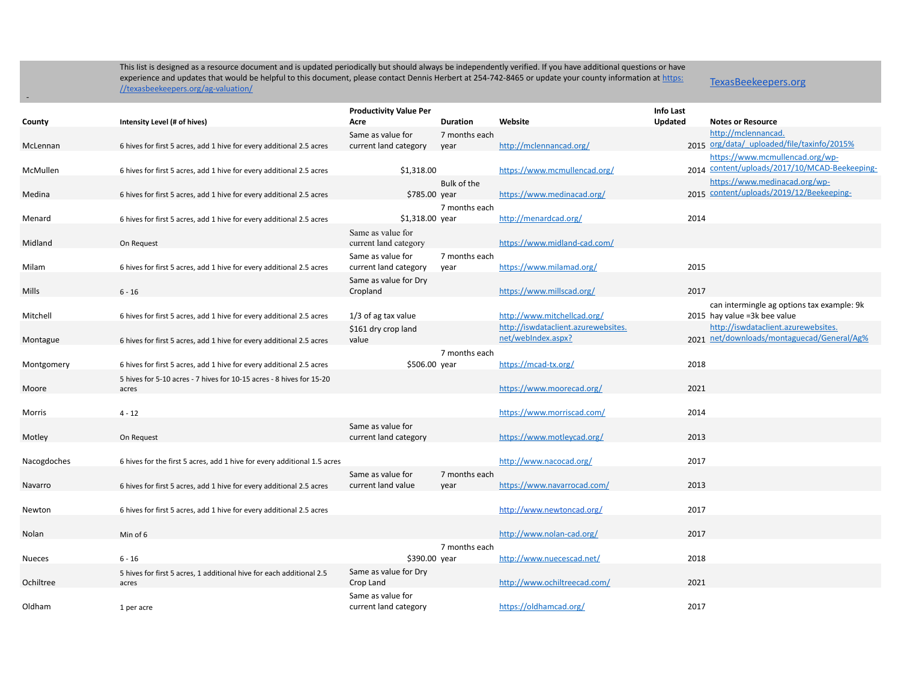This list is designed as a resource document and is updated periodically but should always be independently verified. If you have additional questions or have experience and updates that would be helpful to this document, please contact Dennis Herbert at 254-742-8465 or update your county information at https://texasbeekeepers.org/ag-valuation/

TexasBeekeepers.org

| County | Intensity Level (# of hives) | Productivity Value Per Acre | Duration | Website | Info Last Updated | Notes or Resource |
|---|---|---|---|---|---|---|
| McLennan | 6 hives for first 5 acres, add 1 hive for every additional 2.5 acres | Same as value for current land category | 7 months each year | http://mclennancad.org/ | 2015 | http://mclennancad.org/data/_uploaded/file/taxinfo/2015% |
| McMullen | 6 hives for first 5 acres, add 1 hive for every additional 2.5 acres | $1,318.00 | | https://www.mcmullencad.org/ | 2014 | https://www.mcmullencad.org/wp-content/uploads/2017/10/MCAD-Beekeeping- |
| Medina | 6 hives for first 5 acres, add 1 hive for every additional 2.5 acres | $785.00 | Bulk of the year | https://www.medinacad.org/ | 2015 | https://www.medinacad.org/wp-content/uploads/2019/12/Beekeeping- |
| Menard | 6 hives for first 5 acres, add 1 hive for every additional 2.5 acres | $1,318.00 | 7 months each year | http://menardcad.org/ | 2014 | |
| Midland | On Request | Same as value for current land category | | https://www.midland-cad.com/ | | |
| Milam | 6 hives for first 5 acres, add 1 hive for every additional 2.5 acres | Same as value for current land category | 7 months each year | https://www.milamad.org/ | 2015 | |
| Mills | 6 - 16 | Same as value for Dry Cropland | | https://www.millscad.org/ | 2017 | |
| Mitchell | 6 hives for first 5 acres, add 1 hive for every additional 2.5 acres | 1/3 of ag tax value | | http://www.mitchellcad.org/ | 2015 | can intermingle ag options tax example: 9k hay value =3k bee value |
| Montague | 6 hives for first 5 acres, add 1 hive for every additional 2.5 acres | $161 dry crop land value | | http://iswdataclient.azurewebsites.net/webIndex.aspx? | 2021 | http://iswdataclient.azurewebsites.net/downloads/montaguecad/General/Ag% |
| Montgomery | 6 hives for first 5 acres, add 1 hive for every additional 2.5 acres | $506.00 | 7 months each year | https://mcad-tx.org/ | 2018 | |
| Moore | 5 hives for 5-10 acres - 7 hives for 10-15 acres - 8 hives for 15-20 acres | | | https://www.moorecad.org/ | 2021 | |
| Morris | 4 - 12 | | | https://www.morriscad.com/ | 2014 | |
| Motley | On Request | Same as value for current land category | | https://www.motleycad.org/ | 2013 | |
| Nacogdoches | 6 hives for the first 5 acres, add 1 hive for every additional 1.5 acres | | | http://www.nacocad.org/ | 2017 | |
| Navarro | 6 hives for first 5 acres, add 1 hive for every additional 2.5 acres | Same as value for current land value | 7 months each year | https://www.navarrocad.com/ | 2013 | |
| Newton | 6 hives for first 5 acres, add 1 hive for every additional 2.5 acres | | | http://www.newtoncad.org/ | 2017 | |
| Nolan | Min of 6 | | | http://www.nolan-cad.org/ | 2017 | |
| Nueces | 6 - 16 | $390.00 | 7 months each year | http://www.nuecescad.net/ | 2018 | |
| Ochiltree | 5 hives for first 5 acres, 1 additional hive for each additional 2.5 acres | Same as value for Dry Crop Land | | http://www.ochiltreecad.com/ | 2021 | |
| Oldham | 1 per acre | Same as value for current land category | | https://oldhamcad.org/ | 2017 | |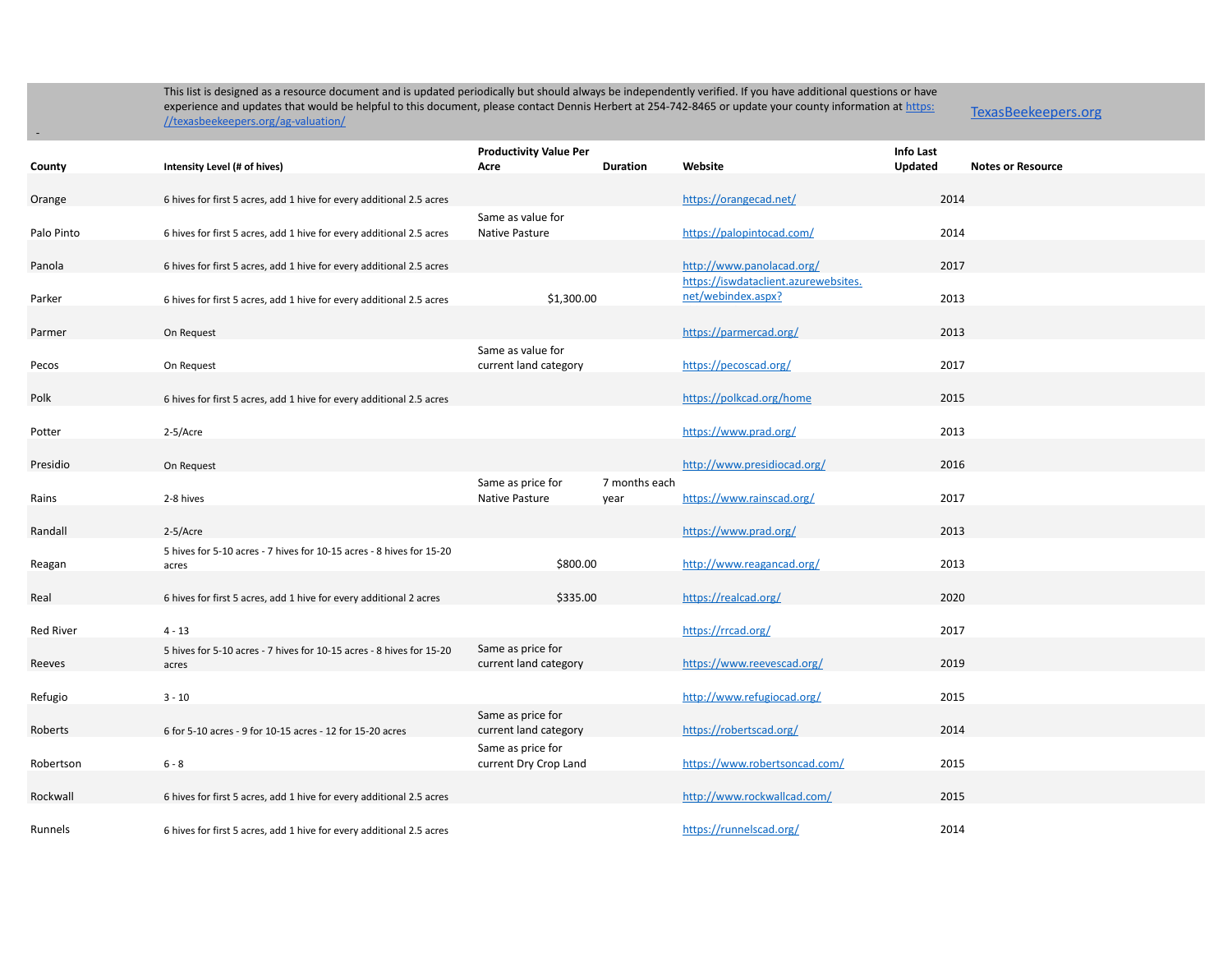This list is designed as a resource document and is updated periodically but should always be independently verified. If you have additional questions or have experience and updates that would be helpful to this document, please contact Dennis Herbert at 254-742-8465 or update your county information at https://texasbeekeepers.org/ag-valuation/

TexasBeekeepers.org

| County | Intensity Level (# of hives) | Productivity Value Per Acre | Duration | Website | Info Last Updated | Notes or Resource |
|---|---|---|---|---|---|---|
| Orange | 6 hives for first 5 acres, add 1 hive for every additional 2.5 acres | | | https://orangecad.net/ | 2014 | |
| Palo Pinto | 6 hives for first 5 acres, add 1 hive for every additional 2.5 acres | Same as value for Native Pasture | | https://palopintocad.com/ | 2014 | |
| Panola | 6 hives for first 5 acres, add 1 hive for every additional 2.5 acres | | | http://www.panolacad.org/ | 2017 | |
| Parker | 6 hives for first 5 acres, add 1 hive for every additional 2.5 acres | $1,300.00 | | https://iswdataclient.azurewebsites.net/webindex.aspx? | 2013 | |
| Parmer | On Request | | | https://parmercad.org/ | 2013 | |
| Pecos | On Request | Same as value for current land category | | https://pecoscad.org/ | 2017 | |
| Polk | 6 hives for first 5 acres, add 1 hive for every additional 2.5 acres | | | https://polkcad.org/home | 2015 | |
| Potter | 2-5/Acre | | | https://www.prad.org/ | 2013 | |
| Presidio | On Request | | | http://www.presidiocad.org/ | 2016 | |
| Rains | 2-8 hives | Same as price for Native Pasture | 7 months each year | https://www.rainscad.org/ | 2017 | |
| Randall | 2-5/Acre | | | https://www.prad.org/ | 2013 | |
| Reagan | 5 hives for 5-10 acres - 7 hives for 10-15 acres - 8 hives for 15-20 acres | $800.00 | | http://www.reagancad.org/ | 2013 | |
| Real | 6 hives for first 5 acres, add 1 hive for every additional 2 acres | $335.00 | | https://realcad.org/ | 2020 | |
| Red River | 4 - 13 | | | https://rrcad.org/ | 2017 | |
| Reeves | 5 hives for 5-10 acres - 7 hives for 10-15 acres - 8 hives for 15-20 acres | Same as price for current land category | | https://www.reevescad.org/ | 2019 | |
| Refugio | 3 - 10 | | | http://www.refugiocad.org/ | 2015 | |
| Roberts | 6 for 5-10 acres - 9 for 10-15 acres - 12 for 15-20 acres | Same as price for current land category | | https://robertscad.org/ | 2014 | |
| Robertson | 6 - 8 | Same as price for current Dry Crop Land | | https://www.robertsoncad.com/ | 2015 | |
| Rockwall | 6 hives for first 5 acres, add 1 hive for every additional 2.5 acres | | | http://www.rockwallcad.com/ | 2015 | |
| Runnels | 6 hives for first 5 acres, add 1 hive for every additional 2.5 acres | | | https://runnelscad.org/ | 2014 | |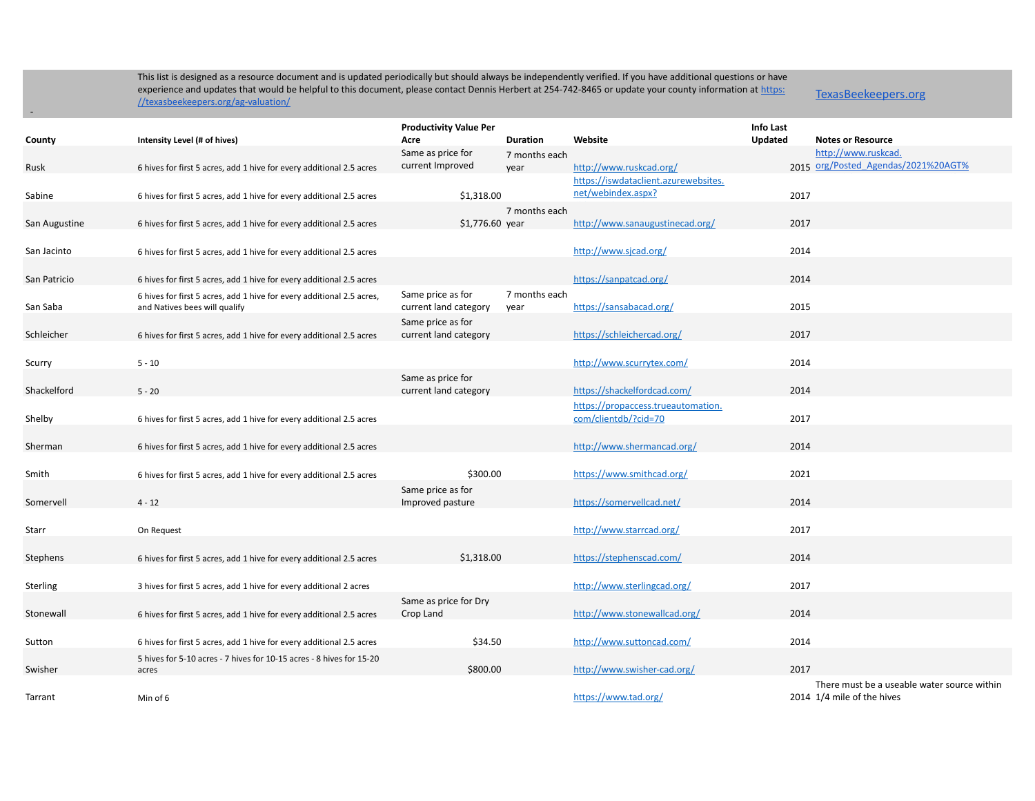- This list is designed as a resource document and is updated periodically but should always be independently verified. If you have additional questions or have experience and updates that would be helpful to this document, please contact Dennis Herbert at 254-742-8465 or update your county information at https://texasbeekeepers.org/ag-valuation/

TexasBeekeepers.org

| County | Intensity Level (# of hives) | Productivity Value Per Acre | Duration | Website | Info Last Updated | Notes or Resource |
|---|---|---|---|---|---|---|
| Rusk | 6 hives for first 5 acres, add 1 hive for every additional 2.5 acres | Same as price for current Improved | 7 months each year | http://www.ruskcad.org/ | 2015 | http://www.ruskcad.org/Posted_Agendas/2021%20AGT% |
| Sabine | 6 hives for first 5 acres, add 1 hive for every additional 2.5 acres | $1,318.00 | | https://iswdataclient.azurewebsites.net/webindex.aspx? | 2017 | |
| San Augustine | 6 hives for first 5 acres, add 1 hive for every additional 2.5 acres | $1,776.60 | 7 months each year | http://www.sanaugustinecad.org/ | 2017 | |
| San Jacinto | 6 hives for first 5 acres, add 1 hive for every additional 2.5 acres | | | http://www.sjcad.org/ | 2014 | |
| San Patricio | 6 hives for first 5 acres, add 1 hive for every additional 2.5 acres | | | https://sanpatcad.org/ | 2014 | |
| San Saba | 6 hives for first 5 acres, add 1 hive for every additional 2.5 acres, and Natives bees will qualify | Same price as for current land category | 7 months each year | https://sansabacad.org/ | 2015 | |
| Schleicher | 6 hives for first 5 acres, add 1 hive for every additional 2.5 acres | Same price as for current land category | | https://schleichercad.org/ | 2017 | |
| Scurry | 5 - 10 | | | http://www.scurrytex.com/ | 2014 | |
| Shackelford | 5 - 20 | Same as price for current land category | | https://shackelfordcad.com/ | 2014 | |
| Shelby | 6 hives for first 5 acres, add 1 hive for every additional 2.5 acres | | | https://propaccess.trueautomation.com/clientdb/?cid=70 | 2017 | |
| Sherman | 6 hives for first 5 acres, add 1 hive for every additional 2.5 acres | | | http://www.shermancad.org/ | 2014 | |
| Smith | 6 hives for first 5 acres, add 1 hive for every additional 2.5 acres | $300.00 | | https://www.smithcad.org/ | 2021 | |
| Somervell | 4 - 12 | Same price as for Improved pasture | | https://somervellcad.net/ | 2014 | |
| Starr | On Request | | | http://www.starrcad.org/ | 2017 | |
| Stephens | 6 hives for first 5 acres, add 1 hive for every additional 2.5 acres | $1,318.00 | | https://stephenscad.com/ | 2014 | |
| Sterling | 3 hives for first 5 acres, add 1 hive for every additional 2 acres | | | http://www.sterlingcad.org/ | 2017 | |
| Stonewall | 6 hives for first 5 acres, add 1 hive for every additional 2.5 acres | Same as price for Dry Crop Land | | http://www.stonewallcad.org/ | 2014 | |
| Sutton | 6 hives for first 5 acres, add 1 hive for every additional 2.5 acres | $34.50 | | http://www.suttoncad.com/ | 2014 | |
| Swisher | 5 hives for 5-10 acres - 7 hives for 10-15 acres - 8 hives for 15-20 acres | $800.00 | | http://www.swisher-cad.org/ | 2017 | |
| Tarrant | Min of 6 | | | https://www.tad.org/ | 2014 | There must be a useable water source within 1/4 mile of the hives |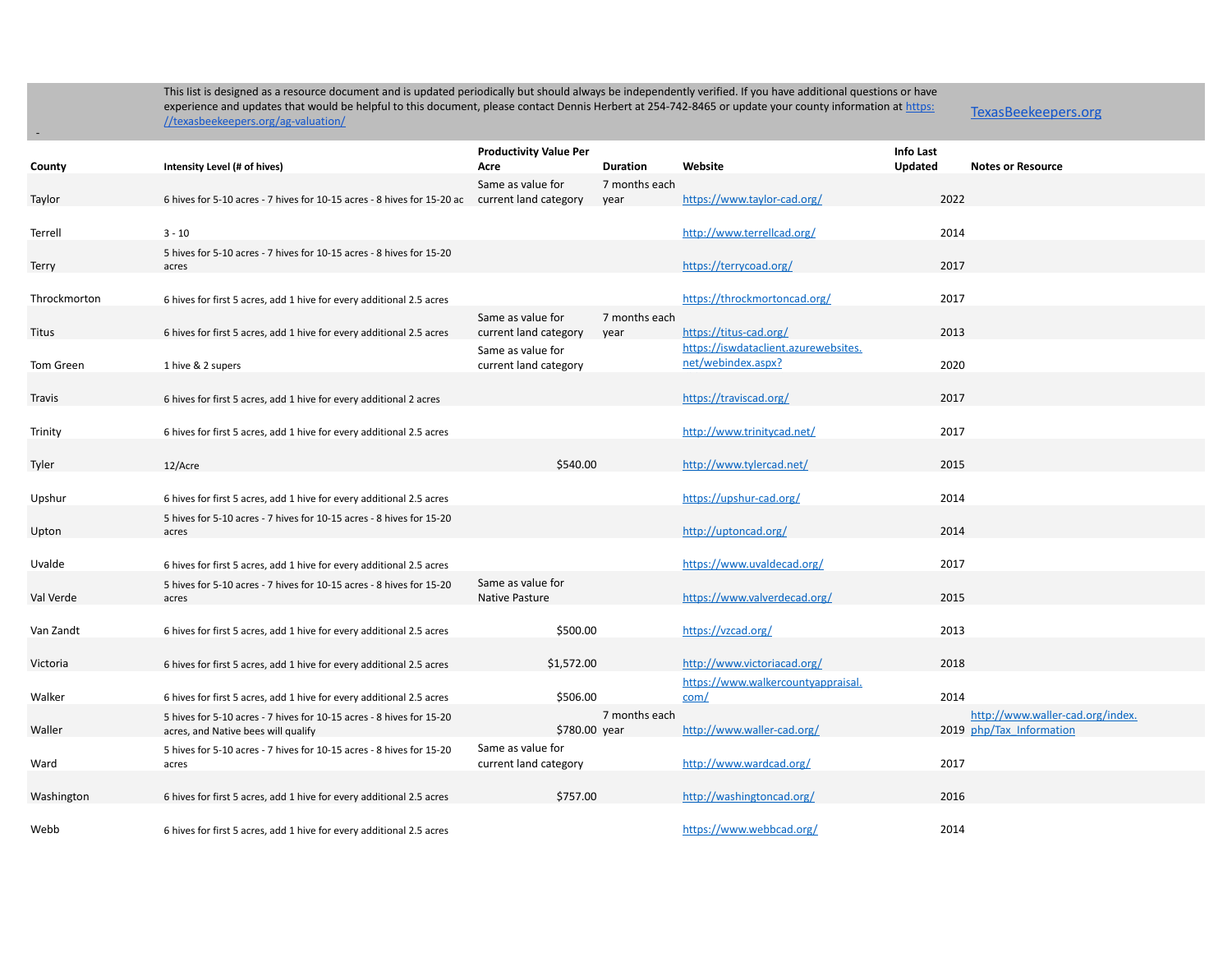This list is designed as a resource document and is updated periodically but should always be independently verified. If you have additional questions or have experience and updates that would be helpful to this document, please contact Dennis Herbert at 254-742-8465 or update your county information at https://texasbeekeepers.org/ag-valuation/

TexasBeekeepers.org

| County | Intensity Level (# of hives) | Productivity Value Per Acre | Duration | Website | Info Last Updated | Notes or Resource |
|---|---|---|---|---|---|---|
| Taylor | 6 hives for 5-10 acres - 7 hives for 10-15 acres - 8 hives for 15-20 ac | Same as value for current land category | 7 months each year | https://www.taylor-cad.org/ | 2022 | |
| Terrell | 3 - 10 | | | http://www.terrellcad.org/ | 2014 | |
| Terry | 5 hives for 5-10 acres - 7 hives for 10-15 acres - 8 hives for 15-20 acres | | | https://terrycoad.org/ | 2017 | |
| Throckmorton | 6 hives for first 5 acres, add 1 hive for every additional 2.5 acres | | | https://throckmortoncad.org/ | 2017 | |
| Titus | 6 hives for first 5 acres, add 1 hive for every additional 2.5 acres | Same as value for current land category | 7 months each year | https://titus-cad.org/ | 2013 | |
| Tom Green | 1 hive & 2 supers | Same as value for current land category | | https://iswdataclient.azurewebsites.net/webindex.aspx? | 2020 | |
| Travis | 6 hives for first 5 acres, add 1 hive for every additional 2 acres | | | https://traviscad.org/ | 2017 | |
| Trinity | 6 hives for first 5 acres, add 1 hive for every additional 2.5 acres | | | http://www.trinitycad.net/ | 2017 | |
| Tyler | 12/Acre | $540.00 | | http://www.tylercad.net/ | 2015 | |
| Upshur | 6 hives for first 5 acres, add 1 hive for every additional 2.5 acres | | | https://upshur-cad.org/ | 2014 | |
| Upton | 5 hives for 5-10 acres - 7 hives for 10-15 acres - 8 hives for 15-20 acres | | | http://uptoncad.org/ | 2014 | |
| Uvalde | 6 hives for first 5 acres, add 1 hive for every additional 2.5 acres | | | https://www.uvaldecad.org/ | 2017 | |
| Val Verde | 5 hives for 5-10 acres - 7 hives for 10-15 acres - 8 hives for 15-20 acres | Same as value for Native Pasture | | https://www.valverdecad.org/ | 2015 | |
| Van Zandt | 6 hives for first 5 acres, add 1 hive for every additional 2.5 acres | $500.00 | | https://vzcad.org/ | 2013 | |
| Victoria | 6 hives for first 5 acres, add 1 hive for every additional 2.5 acres | $1,572.00 | | http://www.victoriacad.org/ | 2018 | |
| Walker | 6 hives for first 5 acres, add 1 hive for every additional 2.5 acres | $506.00 | | https://www.walkercountyappraisal.com/ | 2014 | |
| Waller | 5 hives for 5-10 acres - 7 hives for 10-15 acres - 8 hives for 15-20 acres, and Native bees will qualify | $780.00 | 7 months each year | http://www.waller-cad.org/ | 2019 | http://www.waller-cad.org/index.php/Tax_Information |
| Ward | 5 hives for 5-10 acres - 7 hives for 10-15 acres - 8 hives for 15-20 acres | Same as value for current land category | | http://www.wardcad.org/ | 2017 | |
| Washington | 6 hives for first 5 acres, add 1 hive for every additional 2.5 acres | $757.00 | | http://washingtoncad.org/ | 2016 | |
| Webb | 6 hives for first 5 acres, add 1 hive for every additional 2.5 acres | | | https://www.webbcad.org/ | 2014 | |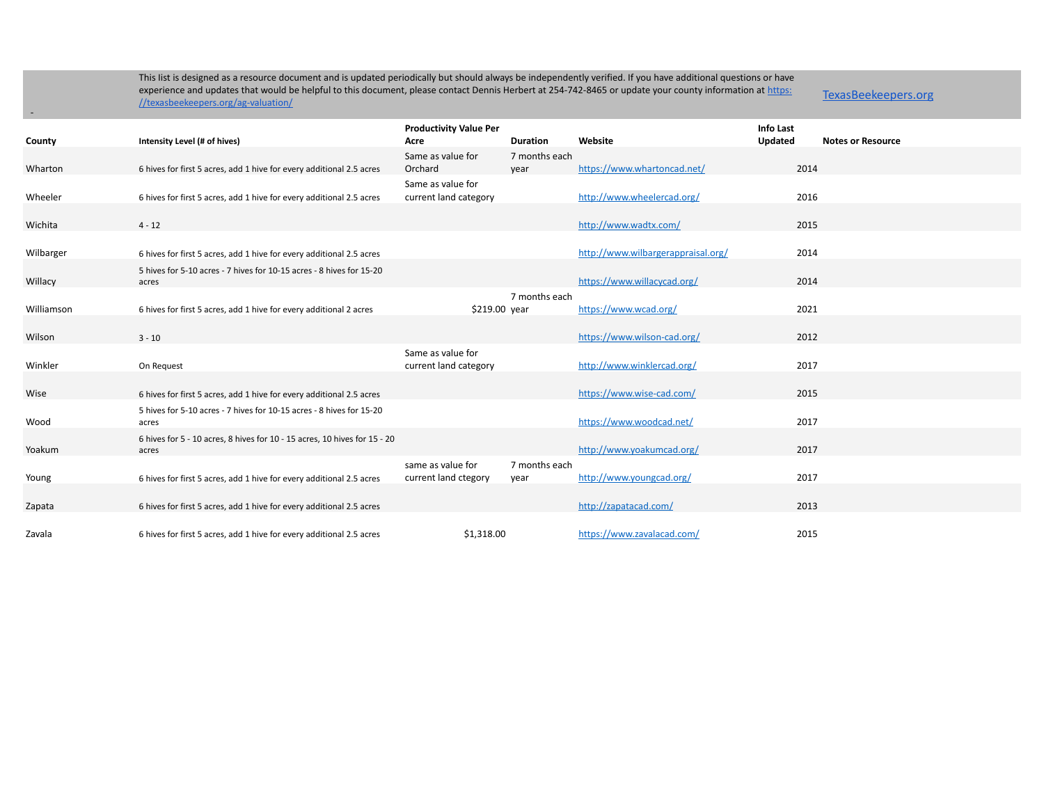This list is designed as a resource document and is updated periodically but should always be independently verified. If you have additional questions or have experience and updates that would be helpful to this document, please contact Dennis Herbert at 254-742-8465 or update your county information at https://texasbeekeepers.org/ag-valuation/

TexasBeekeepers.org

| County | Intensity Level (# of hives) | Productivity Value Per Acre | Duration | Website | Info Last Updated | Notes or Resource |
|---|---|---|---|---|---|---|
| Wharton | 6 hives for first 5 acres, add 1 hive for every additional 2.5 acres | Same as value for Orchard | 7 months each year | https://www.whartoncad.net/ | 2014 | |
| Wheeler | 6 hives for first 5 acres, add 1 hive for every additional 2.5 acres | Same as value for current land category | | http://www.wheelercad.org/ | 2016 | |
| Wichita | 4 - 12 | | | http://www.wadtx.com/ | 2015 | |
| Wilbarger | 6 hives for first 5 acres, add 1 hive for every additional 2.5 acres | | | http://www.wilbargerappraisal.org/ | 2014 | |
| Willacy | 5 hives for 5-10 acres - 7 hives for 10-15 acres - 8 hives for 15-20 acres | | | https://www.willacycad.org/ | 2014 | |
| Williamson | 6 hives for first 5 acres, add 1 hive for every additional 2 acres | $219.00 | 7 months each year | https://www.wcad.org/ | 2021 | |
| Wilson | 3 - 10 | | | https://www.wilson-cad.org/ | 2012 | |
| Winkler | On Request | Same as value for current land category | | http://www.winklercad.org/ | 2017 | |
| Wise | 6 hives for first 5 acres, add 1 hive for every additional 2.5 acres | | | https://www.wise-cad.com/ | 2015 | |
| Wood | 5 hives for 5-10 acres - 7 hives for 10-15 acres - 8 hives for 15-20 acres | | | https://www.woodcad.net/ | 2017 | |
| Yoakum | 6 hives for 5 - 10 acres, 8 hives for 10 - 15 acres, 10 hives for 15 - 20 acres | | | http://www.yoakumcad.org/ | 2017 | |
| Young | 6 hives for first 5 acres, add 1 hive for every additional 2.5 acres | same as value for current land ctegory | 7 months each year | http://www.youngcad.org/ | 2017 | |
| Zapata | 6 hives for first 5 acres, add 1 hive for every additional 2.5 acres | | | http://zapatacad.com/ | 2013 | |
| Zavala | 6 hives for first 5 acres, add 1 hive for every additional 2.5 acres | $1,318.00 | | https://www.zavalacad.com/ | 2015 | |